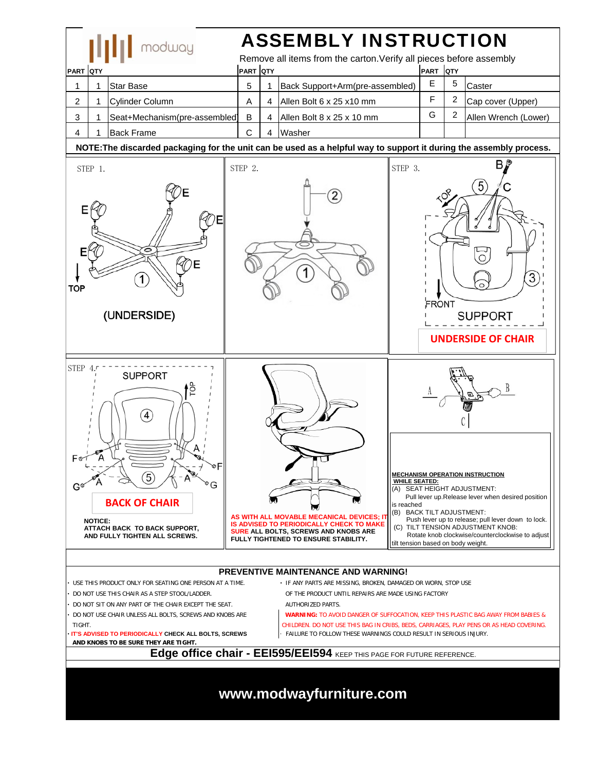modway

# ASSEMBLY INSTRUCTION

Remove all items from the carton.Verify all pieces before assembly

| PART | QTY | | PART | QTY | | PART | QTY | |
|---|---|---|---|---|---|---|---|---|
| 1 | 1 | Star Base | 5 | 1 | Back Support+Arm(pre-assembled) | E | 5 | Caster |
| 2 | 1 | Cylinder Column | A | 4 | Allen Bolt 6 x 25 x10 mm | F | 2 | Cap cover (Upper) |
| 3 | 1 | Seat+Mechanism(pre-assembled) | B | 4 | Allen Bolt 8 x 25 x 10 mm | G | 2 | Allen Wrench (Lower) |
| 4 | 1 | Back Frame | C | 4 | Washer | | | |

**NOTE:The discarded packaging for the unit can be used as a helpful way to support it during the assembly process.**

STEP 1.

E E E E E TOP 1 (UNDERSIDE)

STEP 2.

2 1

STEP 3.

B 5 C TOP 3 FRONT SUPPORT

**UNDERSIDE OF CHAIR**

STEP 4.

SUPPORT TOP 4 F A A F G A 5 A G

**BACK OF CHAIR**

**NOTICE:**
**ATTACH BACK TO BACK SUPPORT, AND FULLY TIGHTEN ALL SCREWS.**

**AS WITH ALL MOVABLE MECANICAL DEVICES; IT IS ADVISED TO PERIODICALLY CHECK TO MAKE SURE ALL BOLTS, SCREWS AND KNOBS ARE FULLY TIGHTENED TO ENSURE STABILITY.**

A B C

**MECHANISM OPERATION INSTRUCTION**
**WHILE SEATED:**
(A) SEAT HEIGHT ADJUSTMENT:
Pull lever up.Release lever when desired position is reached
(B) BACK TILT ADJUSTMENT:
Push lever up to release; pull lever down to lock.
(C) TILT TENSION ADJUSTMENT KNOB:
Rotate knob clockwise/counterclockwise to adjust tilt tension based on body weight.

## PREVENTIVE MAINTENANCE AND WARNING!

- USE THIS PRODUCT ONLY FOR SEATING ONE PERSON AT A TIME.
- DO NOT USE THIS CHAIR AS A STEP STOOL/LADDER.
- DO NOT SIT ON ANY PART OF THE CHAIR EXCEPT THE SEAT.
- DO NOT USE CHAIR UNLESS ALL BOLTS, SCREWS AND KNOBS ARE TIGHT.
- **IT'S ADVISED TO PERIODICALLY CHECK ALL BOLTS, SCREWS AND KNOBS TO BE SURE THEY ARE TIGHT.**
- IF ANY PARTS ARE MISSING, BROKEN, DAMAGED OR WORN, STOP USE OF THE PRODUCT UNTIL REPAIRS ARE MADE USING FACTORY AUTHORIZED PARTS.

**WARNING:** TO AVOID DANGER OF SUFFOCATION, KEEP THIS PLASTIC BAG AWAY FROM BABIES & CHILDREN. DO NOT USE THIS BAG IN CRIBS, BEDS, CARRIAGES, PLAY PENS OR AS HEAD COVERING.

- FAILURE TO FOLLOW THESE WARNINGS COULD RESULT IN SERIOUS INJURY.

**Edge office chair - EEI595/EEI594** KEEP THIS PAGE FOR FUTURE REFERENCE.

**www.modwayfurniture.com**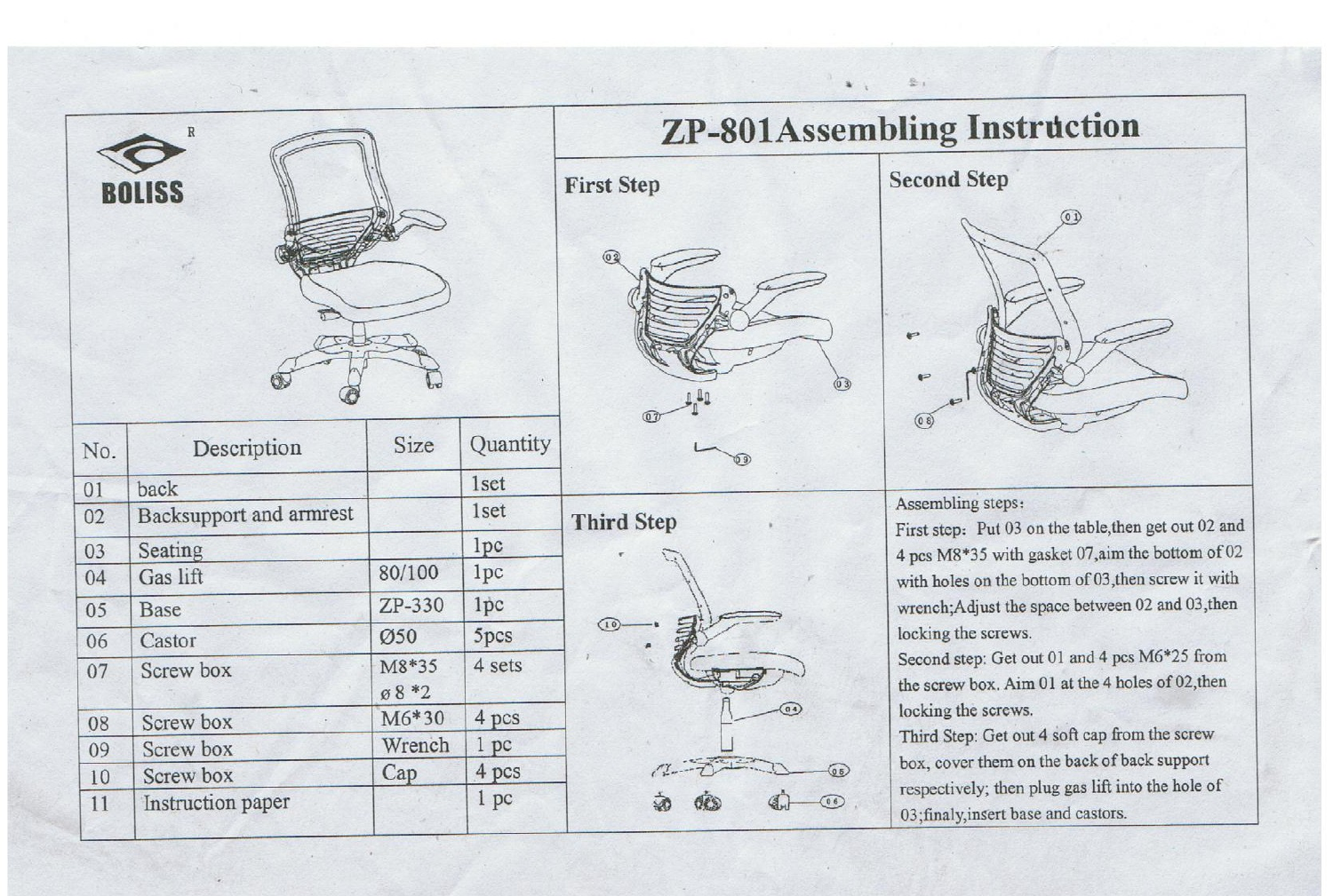BOLISS

# ZP-801Assembling Instrtuction

| No. | Description | Size | Quantity |
|---|---|---|---|
| 01 | back | | 1set |
| 02 | Backsupport and armrest | | 1set |
| 03 | Seating | | 1pc |
| 04 | Gas lift | 80/100 | 1pc |
| 05 | Base | ZP-330 | 1pc |
| 06 | Castor | Ø50 | 5pcs |
| 07 | Screw box | M8*35 ø 8 *2 | 4 sets |
| 08 | Screw box | M6*30 | 4 pcs |
| 09 | Screw box | Wrench | 1 pc |
| 10 | Screw box | Cap | 4 pcs |
| 11 | Instruction paper | | 1 pc |

## First Step

02

03

07

09

## Second Step

01

08

## Third Step

10

04

05

06

Assembling steps:

First step: Put 03 on the table,then get out 02 and 4 pcs M8*35 with gasket 07,aim the bottom of 02 with holes on the bottom of 03,then screw it with wrench;Adjust the space between 02 and 03,then locking the screws.

Second step: Get out 01 and 4 pcs M6*25 from the screw box. Aim 01 at the 4 holes of 02,then locking the screws.

Third Step: Get out 4 soft cap from the screw box, cover them on the back of back support respectively; then plug gas lift into the hole of 03;finaly,insert base and castors.